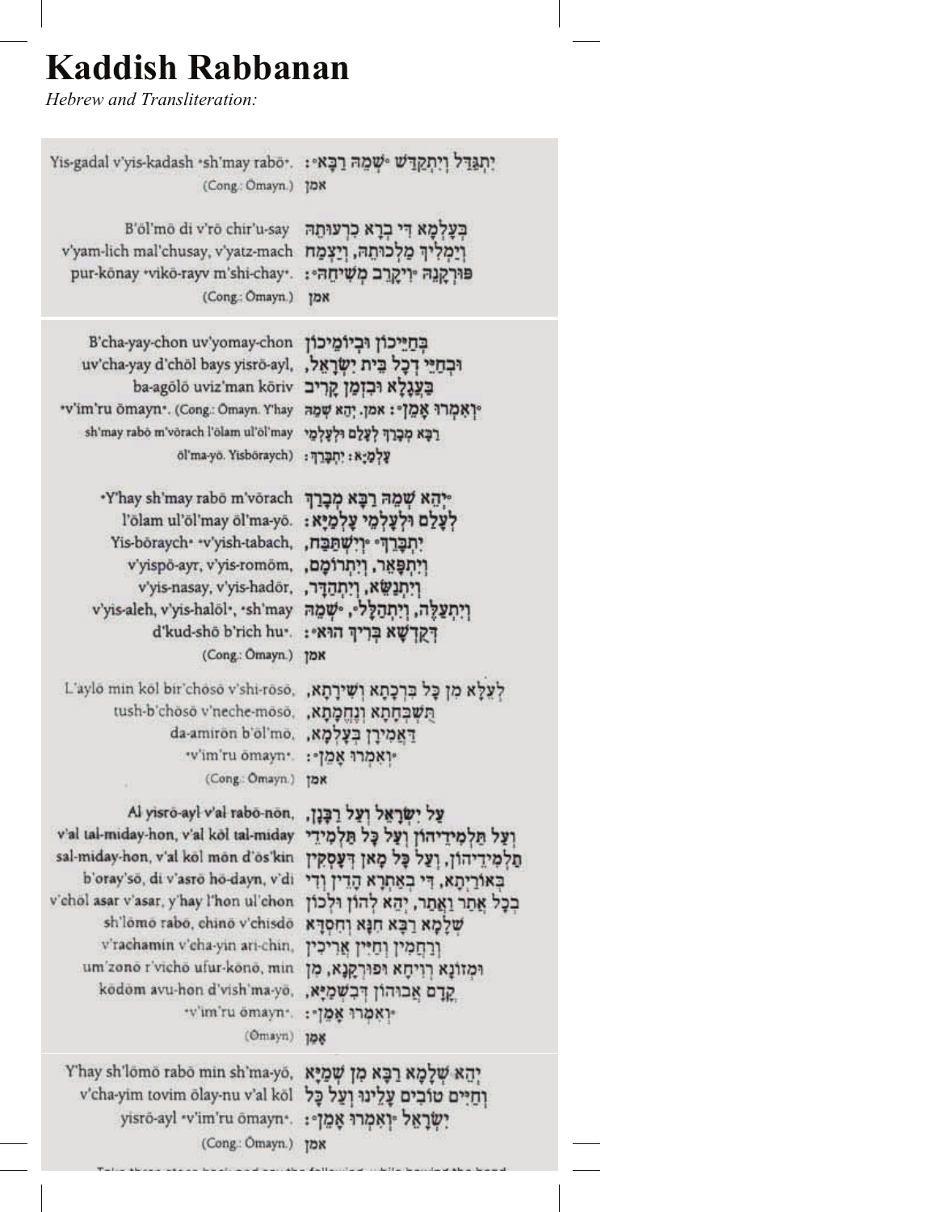# Kaddish Rabbanan

*Hebrew and Transliteration:*

| | |
|---|---|
| Yis-gadal v'yis-kadash •sh'may rabō•. | יִתְגַּדַּל וְיִתְקַדַּשׁ •שְׁמֵהּ רַבָּא•: |
| (Cong.: Ōmayn.) | אמן |
| B'ōl'mō di v'rō chir'u-say | בְּעָלְמָא דִּי בְרָא כִרְעוּתֵהּ |
| v'yam-lich mal'chusay, v'yatz-mach | וְיַמְלִיךְ מַלְכוּתֵהּ, וְיַצְמַח |
| pur-kōnay •vikō-rayv m'shi-chay•. | פּוּרְקָנֵהּ •וִיקָרֵב מְשִׁיחֵהּ•: |
| (Cong.: Ōmayn.) | אמן |

| | |
|---|---|
| B'cha-yay-chon uv'yomay-chon | בְּחַיֵּיכוֹן וּבְיוֹמֵיכוֹן |
| uv'cha-yay d'chōl bays yisrō-ayl, | וּבְחַיֵּי דְכָל בֵּית יִשְׂרָאֵל, |
| ba-agōlō uviz'man kōriv | בַּעֲגָלָא וּבִזְמַן קָרִיב |
| •v'im'ru ōmayn•. (Cong.: Ōmayn. Y'hay | •וְאִמְרוּ אָמֵן•: אמן. יְהֵא שְׁמֵהּ |
| sh'may rabō m'vōrach l'ōlam ul'ōl'may | רַבָּא מְבָרַךְ לְעָלַם וּלְעָלְמֵי |
| ōl'ma-yō. Yisbōraych) | עָלְמַיָּא: יִתְבָּרַךְ: |
| •Y'hay sh'may rabō m'vōrach | •יְהֵא שְׁמֵהּ רַבָּא מְבָרַךְ |
| l'ōlam ul'ōl'may ōl'ma-yō. | לְעָלַם וּלְעָלְמֵי עָלְמַיָּא: |
| Yis-bōraych• •v'yish-tabach, | יִתְבָּרַךְ• •וְיִשְׁתַּבַּח, |
| v'yispō-ayr, v'yis-romōm, | וְיִתְפָּאַר, וְיִתְרוֹמַם, |
| v'yis-nasay, v'yis-hadōr, | וְיִתְנַשֵּׂא, וְיִתְהַדָּר, |
| v'yis-aleh, v'yis-halōl•, •sh'may | וְיִתְעַלֶּה, וְיִתְהַלָּל•, •שְׁמֵהּ |
| d'kud-shō b'rich hu•. | דְּקֻדְשָׁא בְּרִיךְ הוּא•: |
| (Cong.: Ōmayn.) | אמן |
| L'aylō min kōl bir'chōsō v'shi-rōsō, | לְעֵלָּא מִן כָּל בִּרְכָתָא וְשִׁירָתָא, |
| tush-b'chōsō v'neche-mōsō, | תֻּשְׁבְּחָתָא וְנֶחֱמָתָא, |
| da-amirōn b'ōl'mō, | דַּאֲמִירָן בְּעָלְמָא, |
| •v'im'ru ōmayn•. | •וְאִמְרוּ אָמֵן•: |
| (Cong.: Ōmayn.) | אמן |
| Al yisrō-ayl v'al rabō-nōn, | עַל יִשְׂרָאֵל וְעַל רַבָּנָן, |
| v'al tal-miday-hon, v'al kōl tal-miday | וְעַל תַּלְמִידֵיהוֹן וְעַל כָּל תַּלְמִידֵי |
| sal-miday-hon, v'al kōl mōn d'ōs'kin | תַלְמִידֵיהוֹן, וְעַל כָּל מָאן דְּעָסְקִין |
| b'oray'sō, di v'asrō hō-dayn, v'di | בְּאוֹרַיְתָא, דִּי בְאַתְרָא הָדֵין וְדִי |
| v'chōl asar v'asar, y'hay l'hon ul'chon | בְכָל אֲתַר וַאֲתַר, יְהֵא לְהוֹן וּלְכוֹן |
| sh'lōmō rabō, chinō v'chisdō | שְׁלָמָא רַבָּא חִנָּא וְחִסְדָּא |
| v'rachamin v'cha-yin ari-chin, | וְרַחֲמִין וְחַיִּין אֲרִיכִין |
| um'zonō r'vichō ufur-kōnō, min | וּמְזוֹנָא רְוִיחָא וּפוּרְקָנָא, מִן |
| kōdōm avu-hon d'vish'ma-yō, | קֳדָם אֲבוּהוֹן דְּבִשְׁמַיָּא, |
| •v'im'ru ōmayn•. | •וְאִמְרוּ אָמֵן•: |
| (Ōmayn) | אָמֵן |

| | |
|---|---|
| Y'hay sh'lōmō rabō min sh'ma-yō, | יְהֵא שְׁלָמָא רַבָּא מִן שְׁמַיָּא |
| v'cha-yim tovim ōlay-nu v'al kōl | וְחַיִּים טוֹבִים עָלֵינוּ וְעַל כָּל |
| yisrō-ayl •v'im'ru ōmayn•. | יִשְׂרָאֵל •וְאִמְרוּ אָמֵן•: |
| (Cong.: Ōmayn.) | אמן |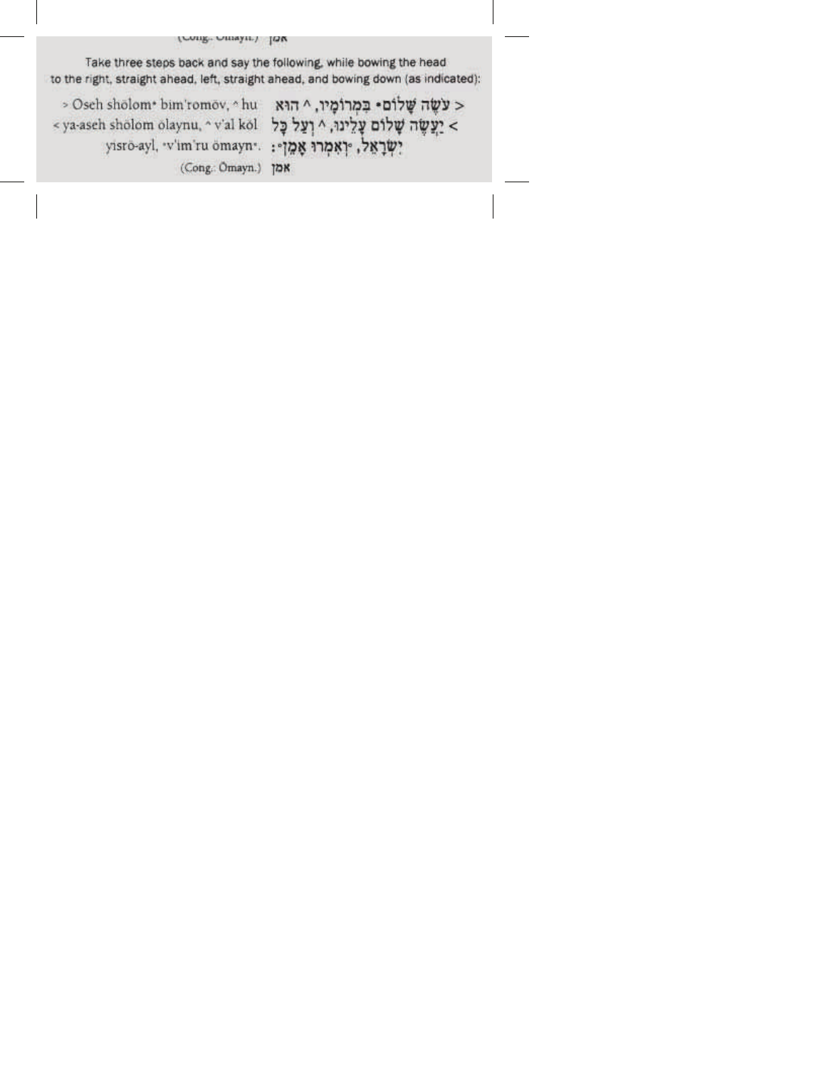(Cong.: Omayn.) אמן

Take three steps back and say the following, while bowing the head to the right, straight ahead, left, straight ahead, and bowing down (as indicated):

| | |
|---|---|
| > Oseh sholom• bim'romov, ^ hu | < עֹשֶׂה שָׁלוֹם• בִּמְרוֹמָיו, ^ הוּא |
| < ya-aseh sholom olaynu, ^ v'al kol | > יַעֲשֶׂה שָׁלוֹם עָלֵינוּ, ^ וְעַל כָּל |
| yisro-ayl, ᵛv'im'ru omayn•. | יִשְׂרָאֵל, ᵛוְאִמְרוּ אָמֵן•: |
| (Cong.: Omayn.) | אמן |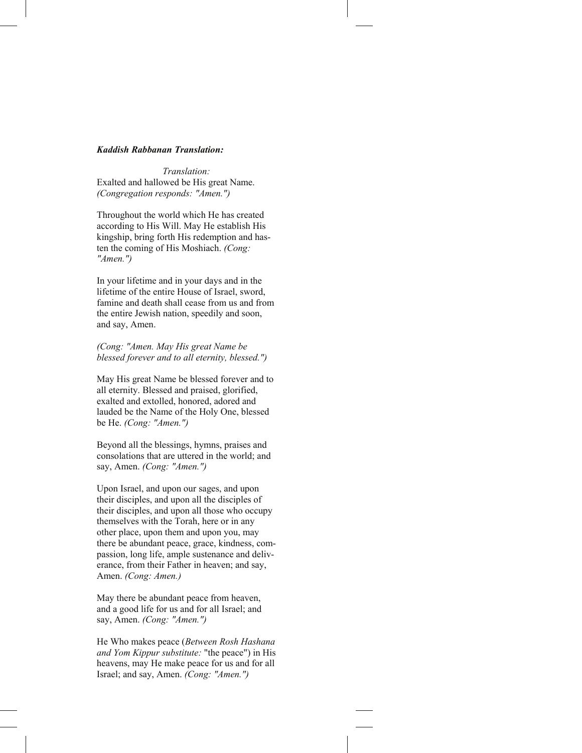***Kaddish Rabbanan Translation:***

*Translation:*

Exalted and hallowed be His great Name. *(Congregation responds: "Amen.")*

Throughout the world which He has created according to His Will. May He establish His kingship, bring forth His redemption and hasten the coming of His Moshiach. *(Cong: "Amen.")*

In your lifetime and in your days and in the lifetime of the entire House of Israel, sword, famine and death shall cease from us and from the entire Jewish nation, speedily and soon, and say, Amen.

*(Cong: "Amen. May His great Name be blessed forever and to all eternity, blessed.")*

May His great Name be blessed forever and to all eternity. Blessed and praised, glorified, exalted and extolled, honored, adored and lauded be the Name of the Holy One, blessed be He. *(Cong: "Amen.")*

Beyond all the blessings, hymns, praises and consolations that are uttered in the world; and say, Amen. *(Cong: "Amen.")*

Upon Israel, and upon our sages, and upon their disciples, and upon all the disciples of their disciples, and upon all those who occupy themselves with the Torah, here or in any other place, upon them and upon you, may there be abundant peace, grace, kindness, compassion, long life, ample sustenance and deliverance, from their Father in heaven; and say, Amen. *(Cong: Amen.)*

May there be abundant peace from heaven, and a good life for us and for all Israel; and say, Amen. *(Cong: "Amen.")*

He Who makes peace (*Between Rosh Hashana and Yom Kippur substitute:* "the peace") in His heavens, may He make peace for us and for all Israel; and say, Amen. *(Cong: "Amen.")*